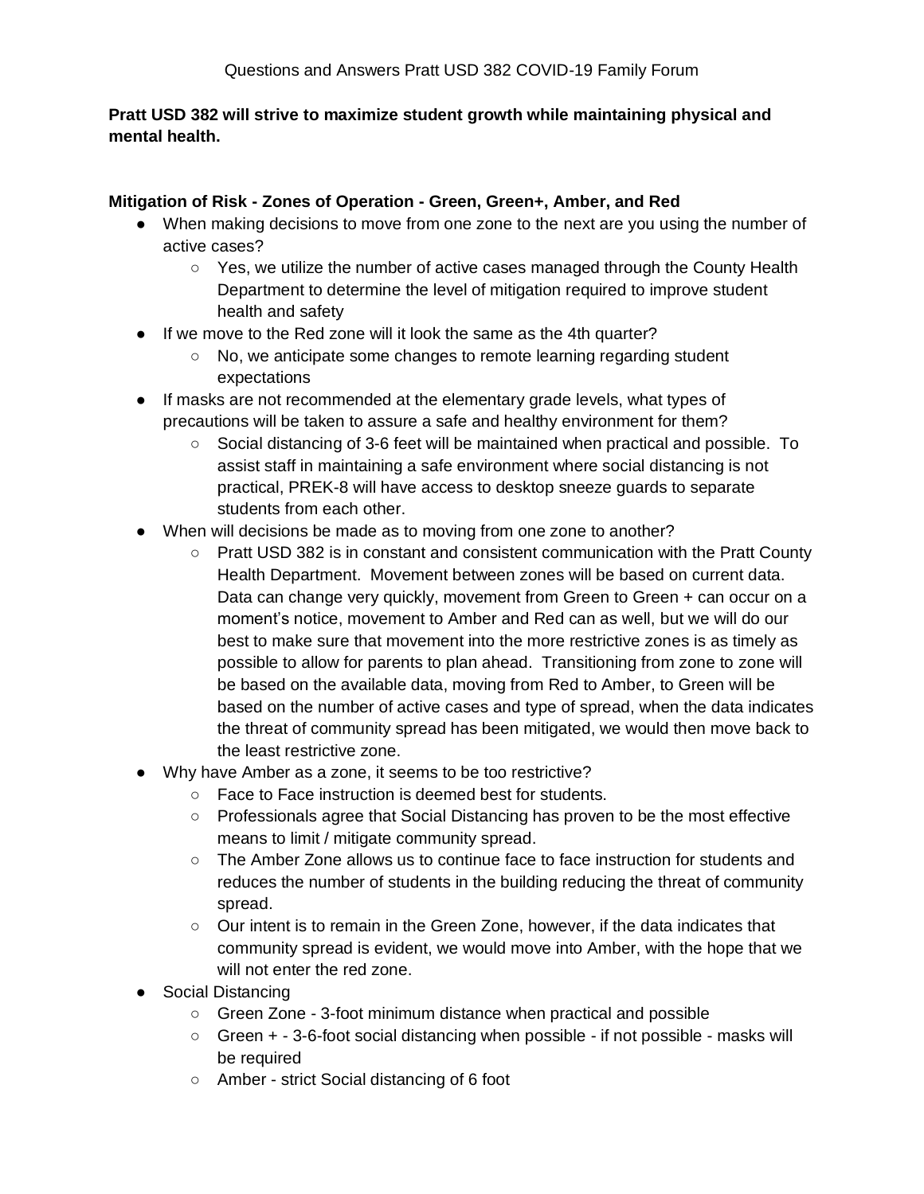Questions and Answers Pratt USD 382 COVID-19 Family Forum

**Pratt USD 382 will strive to maximize student growth while maintaining physical and mental health.**

**Mitigation of Risk - Zones of Operation - Green, Green+, Amber, and Red**

- When making decisions to move from one zone to the next are you using the number of active cases?
  - Yes, we utilize the number of active cases managed through the County Health Department to determine the level of mitigation required to improve student health and safety
- If we move to the Red zone will it look the same as the 4th quarter?
  - No, we anticipate some changes to remote learning regarding student expectations
- If masks are not recommended at the elementary grade levels, what types of precautions will be taken to assure a safe and healthy environment for them?
  - Social distancing of 3-6 feet will be maintained when practical and possible. To assist staff in maintaining a safe environment where social distancing is not practical, PREK-8 will have access to desktop sneeze guards to separate students from each other.
- When will decisions be made as to moving from one zone to another?
  - Pratt USD 382 is in constant and consistent communication with the Pratt County Health Department. Movement between zones will be based on current data. Data can change very quickly, movement from Green to Green + can occur on a moment's notice, movement to Amber and Red can as well, but we will do our best to make sure that movement into the more restrictive zones is as timely as possible to allow for parents to plan ahead. Transitioning from zone to zone will be based on the available data, moving from Red to Amber, to Green will be based on the number of active cases and type of spread, when the data indicates the threat of community spread has been mitigated, we would then move back to the least restrictive zone.
- Why have Amber as a zone, it seems to be too restrictive?
  - Face to Face instruction is deemed best for students.
  - Professionals agree that Social Distancing has proven to be the most effective means to limit / mitigate community spread.
  - The Amber Zone allows us to continue face to face instruction for students and reduces the number of students in the building reducing the threat of community spread.
  - Our intent is to remain in the Green Zone, however, if the data indicates that community spread is evident, we would move into Amber, with the hope that we will not enter the red zone.
- Social Distancing
  - Green Zone - 3-foot minimum distance when practical and possible
  - Green + - 3-6-foot social distancing when possible - if not possible - masks will be required
  - Amber - strict Social distancing of 6 foot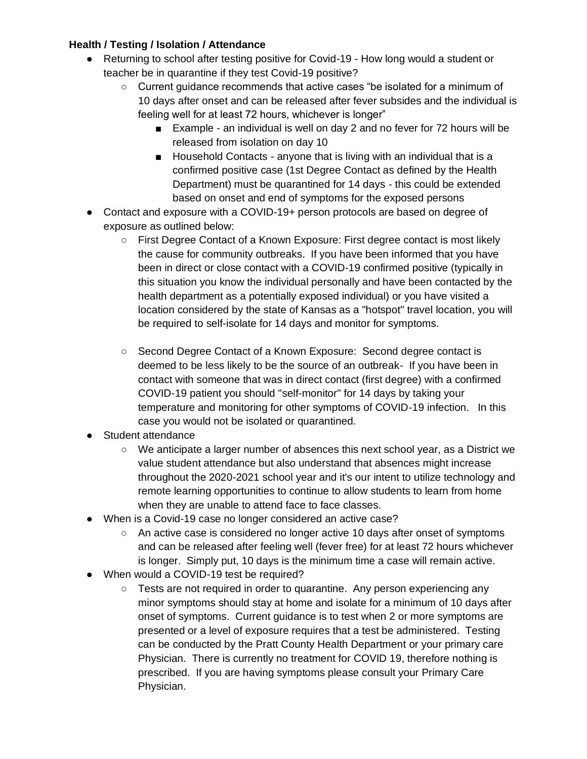**Health / Testing / Isolation / Attendance**

- Returning to school after testing positive for Covid-19 - How long would a student or teacher be in quarantine if they test Covid-19 positive?
  - Current guidance recommends that active cases "be isolated for a minimum of 10 days after onset and can be released after fever subsides and the individual is feeling well for at least 72 hours, whichever is longer"
    - Example - an individual is well on day 2 and no fever for 72 hours will be released from isolation on day 10
    - Household Contacts - anyone that is living with an individual that is a confirmed positive case (1st Degree Contact as defined by the Health Department) must be quarantined for 14 days - this could be extended based on onset and end of symptoms for the exposed persons
- Contact and exposure with a COVID-19+ person protocols are based on degree of exposure as outlined below:
  - First Degree Contact of a Known Exposure: First degree contact is most likely the cause for community outbreaks. If you have been informed that you have been in direct or close contact with a COVID-19 confirmed positive (typically in this situation you know the individual personally and have been contacted by the health department as a potentially exposed individual) or you have visited a location considered by the state of Kansas as a "hotspot" travel location, you will be required to self-isolate for 14 days and monitor for symptoms.

  - Second Degree Contact of a Known Exposure: Second degree contact is deemed to be less likely to be the source of an outbreak- If you have been in contact with someone that was in direct contact (first degree) with a confirmed COVID-19 patient you should "self-monitor" for 14 days by taking your temperature and monitoring for other symptoms of COVID-19 infection. In this case you would not be isolated or quarantined.
- Student attendance
  - We anticipate a larger number of absences this next school year, as a District we value student attendance but also understand that absences might increase throughout the 2020-2021 school year and it's our intent to utilize technology and remote learning opportunities to continue to allow students to learn from home when they are unable to attend face to face classes.
- When is a Covid-19 case no longer considered an active case?
  - An active case is considered no longer active 10 days after onset of symptoms and can be released after feeling well (fever free) for at least 72 hours whichever is longer. Simply put, 10 days is the minimum time a case will remain active.
- When would a COVID-19 test be required?
  - Tests are not required in order to quarantine. Any person experiencing any minor symptoms should stay at home and isolate for a minimum of 10 days after onset of symptoms. Current guidance is to test when 2 or more symptoms are presented or a level of exposure requires that a test be administered. Testing can be conducted by the Pratt County Health Department or your primary care Physician. There is currently no treatment for COVID 19, therefore nothing is prescribed. If you are having symptoms please consult your Primary Care Physician.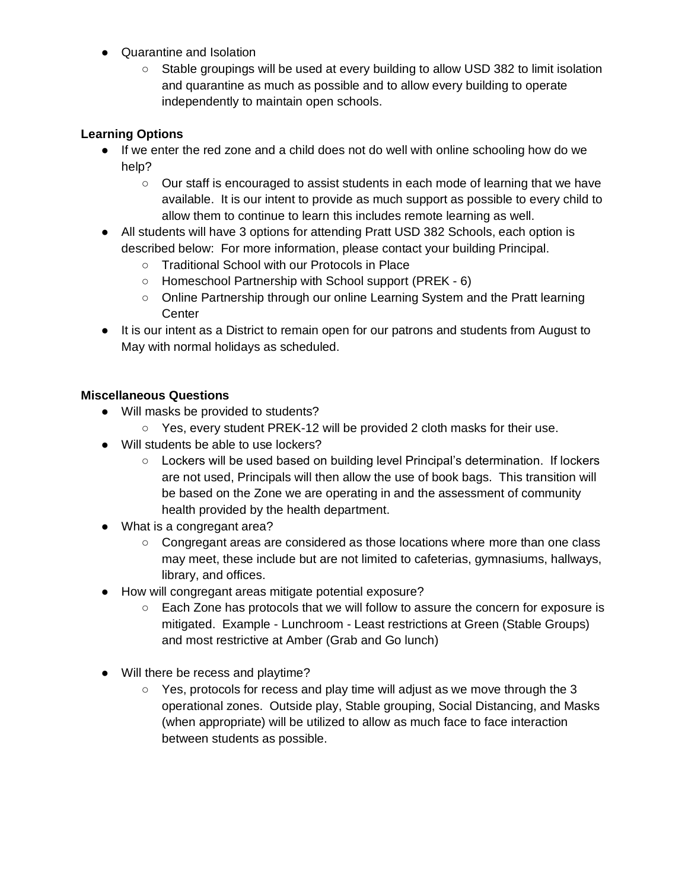- Quarantine and Isolation
  - Stable groupings will be used at every building to allow USD 382 to limit isolation and quarantine as much as possible and to allow every building to operate independently to maintain open schools.

**Learning Options**

- If we enter the red zone and a child does not do well with online schooling how do we help?
  - Our staff is encouraged to assist students in each mode of learning that we have available. It is our intent to provide as much support as possible to every child to allow them to continue to learn this includes remote learning as well.
- All students will have 3 options for attending Pratt USD 382 Schools, each option is described below: For more information, please contact your building Principal.
  - Traditional School with our Protocols in Place
  - Homeschool Partnership with School support (PREK - 6)
  - Online Partnership through our online Learning System and the Pratt learning Center
- It is our intent as a District to remain open for our patrons and students from August to May with normal holidays as scheduled.

**Miscellaneous Questions**

- Will masks be provided to students?
  - Yes, every student PREK-12 will be provided 2 cloth masks for their use.
- Will students be able to use lockers?
  - Lockers will be used based on building level Principal's determination. If lockers are not used, Principals will then allow the use of book bags. This transition will be based on the Zone we are operating in and the assessment of community health provided by the health department.
- What is a congregant area?
  - Congregant areas are considered as those locations where more than one class may meet, these include but are not limited to cafeterias, gymnasiums, hallways, library, and offices.
- How will congregant areas mitigate potential exposure?
  - Each Zone has protocols that we will follow to assure the concern for exposure is mitigated. Example - Lunchroom - Least restrictions at Green (Stable Groups) and most restrictive at Amber (Grab and Go lunch)
- Will there be recess and playtime?
  - Yes, protocols for recess and play time will adjust as we move through the 3 operational zones. Outside play, Stable grouping, Social Distancing, and Masks (when appropriate) will be utilized to allow as much face to face interaction between students as possible.